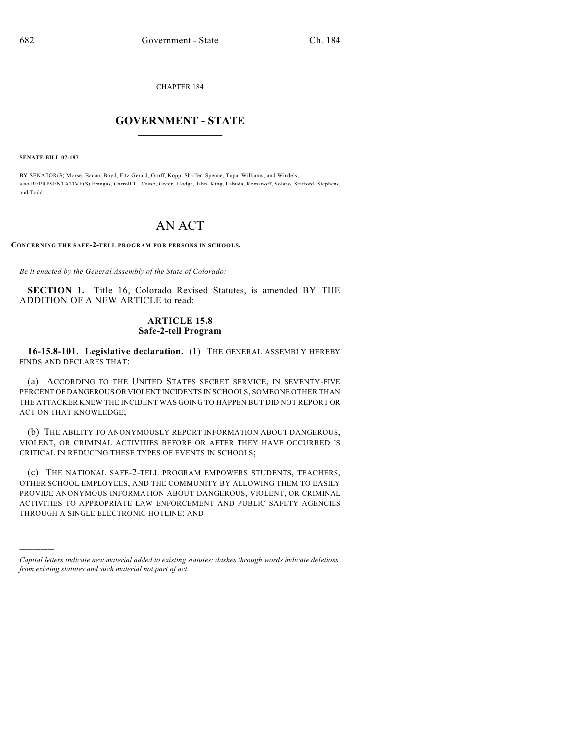CHAPTER 184

# GOVERNMENT - STATE

**SENATE BILL 07-197**

BY SENATOR(S) Morse, Bacon, Boyd, Fitz-Gerald, Groff, Kopp, Shaffer, Spence, Tupa, Williams, and Windels;
also REPRESENTATIVE(S) Frangas, Carroll T., Casso, Green, Hodge, Jahn, King, Labuda, Romanoff, Solano, Stafford, Stephens, and Todd.

# AN ACT

**CONCERNING THE SAFE-2-TELL PROGRAM FOR PERSONS IN SCHOOLS.**

*Be it enacted by the General Assembly of the State of Colorado:*

**SECTION 1.** Title 16, Colorado Revised Statutes, is amended BY THE ADDITION OF A NEW ARTICLE to read:

## ARTICLE 15.8
## Safe-2-tell Program

**16-15.8-101. Legislative declaration.** (1) THE GENERAL ASSEMBLY HEREBY FINDS AND DECLARES THAT:

(a) ACCORDING TO THE UNITED STATES SECRET SERVICE, IN SEVENTY-FIVE PERCENT OF DANGEROUS OR VIOLENT INCIDENTS IN SCHOOLS, SOMEONE OTHER THAN THE ATTACKER KNEW THE INCIDENT WAS GOING TO HAPPEN BUT DID NOT REPORT OR ACT ON THAT KNOWLEDGE;

(b) THE ABILITY TO ANONYMOUSLY REPORT INFORMATION ABOUT DANGEROUS, VIOLENT, OR CRIMINAL ACTIVITIES BEFORE OR AFTER THEY HAVE OCCURRED IS CRITICAL IN REDUCING THESE TYPES OF EVENTS IN SCHOOLS;

(c) THE NATIONAL SAFE-2-TELL PROGRAM EMPOWERS STUDENTS, TEACHERS, OTHER SCHOOL EMPLOYEES, AND THE COMMUNITY BY ALLOWING THEM TO EASILY PROVIDE ANONYMOUS INFORMATION ABOUT DANGEROUS, VIOLENT, OR CRIMINAL ACTIVITIES TO APPROPRIATE LAW ENFORCEMENT AND PUBLIC SAFETY AGENCIES THROUGH A SINGLE ELECTRONIC HOTLINE; AND

---

*Capital letters indicate new material added to existing statutes; dashes through words indicate deletions from existing statutes and such material not part of act.*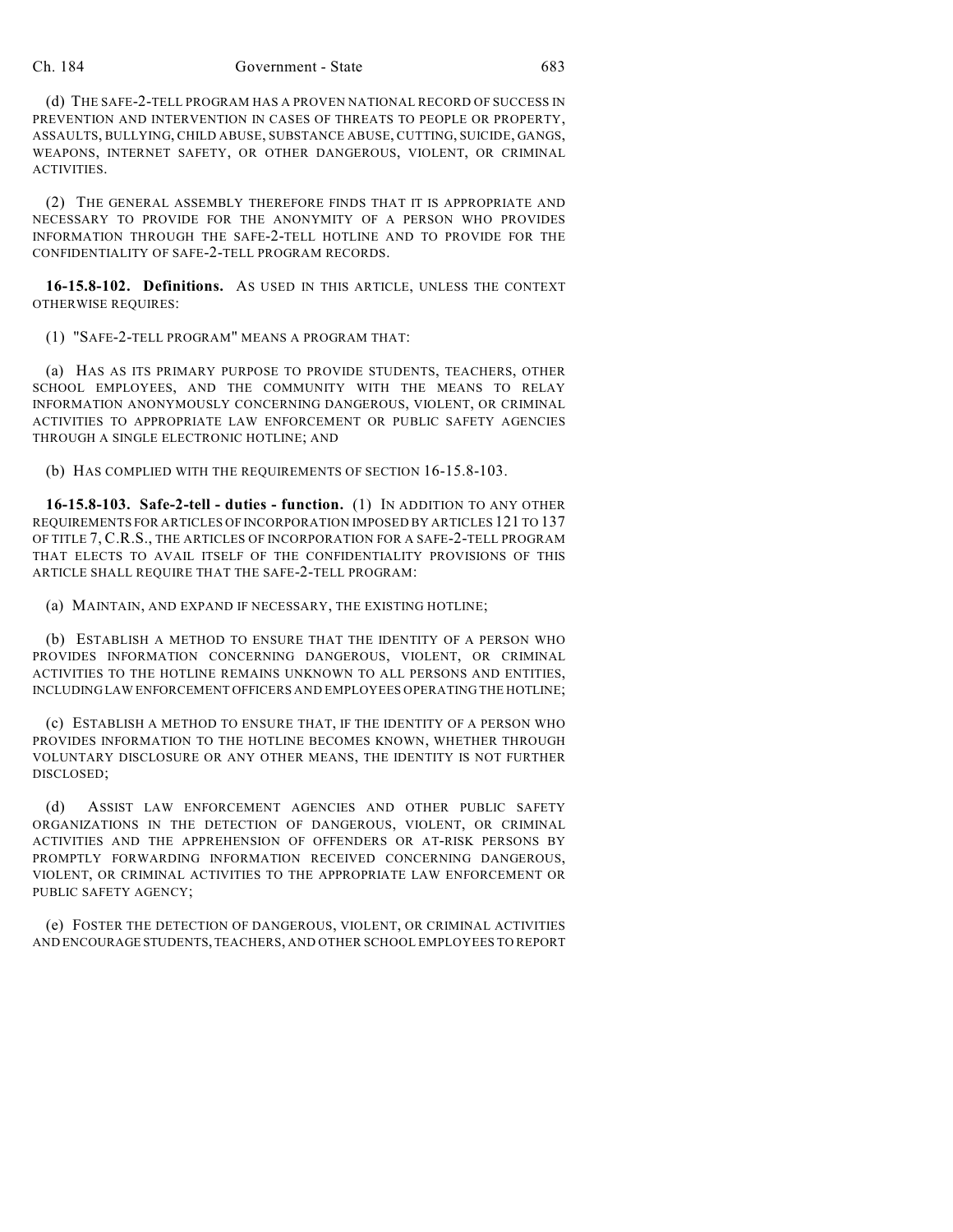(d) THE SAFE-2-TELL PROGRAM HAS A PROVEN NATIONAL RECORD OF SUCCESS IN PREVENTION AND INTERVENTION IN CASES OF THREATS TO PEOPLE OR PROPERTY, ASSAULTS, BULLYING, CHILD ABUSE, SUBSTANCE ABUSE, CUTTING, SUICIDE, GANGS, WEAPONS, INTERNET SAFETY, OR OTHER DANGEROUS, VIOLENT, OR CRIMINAL ACTIVITIES.

(2) THE GENERAL ASSEMBLY THEREFORE FINDS THAT IT IS APPROPRIATE AND NECESSARY TO PROVIDE FOR THE ANONYMITY OF A PERSON WHO PROVIDES INFORMATION THROUGH THE SAFE-2-TELL HOTLINE AND TO PROVIDE FOR THE CONFIDENTIALITY OF SAFE-2-TELL PROGRAM RECORDS.

**16-15.8-102. Definitions.** AS USED IN THIS ARTICLE, UNLESS THE CONTEXT OTHERWISE REQUIRES:

(1) "SAFE-2-TELL PROGRAM" MEANS A PROGRAM THAT:

(a) HAS AS ITS PRIMARY PURPOSE TO PROVIDE STUDENTS, TEACHERS, OTHER SCHOOL EMPLOYEES, AND THE COMMUNITY WITH THE MEANS TO RELAY INFORMATION ANONYMOUSLY CONCERNING DANGEROUS, VIOLENT, OR CRIMINAL ACTIVITIES TO APPROPRIATE LAW ENFORCEMENT OR PUBLIC SAFETY AGENCIES THROUGH A SINGLE ELECTRONIC HOTLINE; AND

(b) HAS COMPLIED WITH THE REQUIREMENTS OF SECTION 16-15.8-103.

**16-15.8-103. Safe-2-tell - duties - function.** (1) IN ADDITION TO ANY OTHER REQUIREMENTS FOR ARTICLES OF INCORPORATION IMPOSED BY ARTICLES 121 TO 137 OF TITLE 7, C.R.S., THE ARTICLES OF INCORPORATION FOR A SAFE-2-TELL PROGRAM THAT ELECTS TO AVAIL ITSELF OF THE CONFIDENTIALITY PROVISIONS OF THIS ARTICLE SHALL REQUIRE THAT THE SAFE-2-TELL PROGRAM:

(a) MAINTAIN, AND EXPAND IF NECESSARY, THE EXISTING HOTLINE;

(b) ESTABLISH A METHOD TO ENSURE THAT THE IDENTITY OF A PERSON WHO PROVIDES INFORMATION CONCERNING DANGEROUS, VIOLENT, OR CRIMINAL ACTIVITIES TO THE HOTLINE REMAINS UNKNOWN TO ALL PERSONS AND ENTITIES, INCLUDING LAW ENFORCEMENT OFFICERS AND EMPLOYEES OPERATING THE HOTLINE;

(c) ESTABLISH A METHOD TO ENSURE THAT, IF THE IDENTITY OF A PERSON WHO PROVIDES INFORMATION TO THE HOTLINE BECOMES KNOWN, WHETHER THROUGH VOLUNTARY DISCLOSURE OR ANY OTHER MEANS, THE IDENTITY IS NOT FURTHER DISCLOSED;

(d) ASSIST LAW ENFORCEMENT AGENCIES AND OTHER PUBLIC SAFETY ORGANIZATIONS IN THE DETECTION OF DANGEROUS, VIOLENT, OR CRIMINAL ACTIVITIES AND THE APPREHENSION OF OFFENDERS OR AT-RISK PERSONS BY PROMPTLY FORWARDING INFORMATION RECEIVED CONCERNING DANGEROUS, VIOLENT, OR CRIMINAL ACTIVITIES TO THE APPROPRIATE LAW ENFORCEMENT OR PUBLIC SAFETY AGENCY;

(e) FOSTER THE DETECTION OF DANGEROUS, VIOLENT, OR CRIMINAL ACTIVITIES AND ENCOURAGE STUDENTS, TEACHERS, AND OTHER SCHOOL EMPLOYEES TO REPORT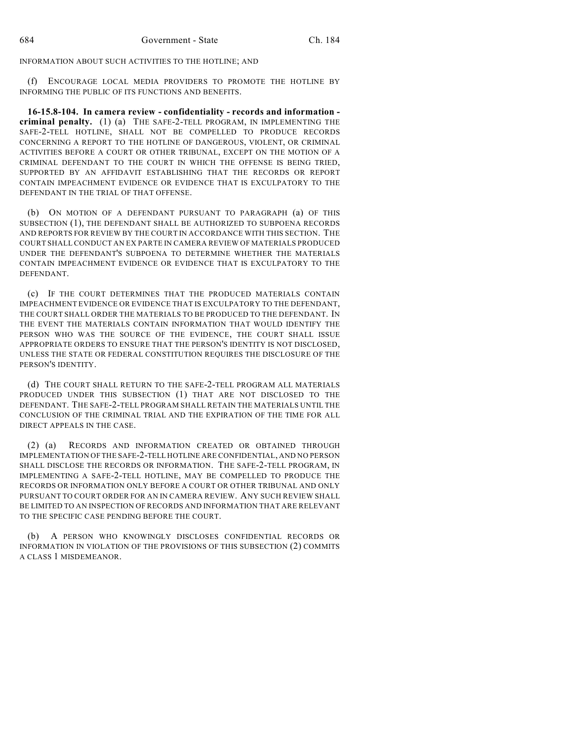INFORMATION ABOUT SUCH ACTIVITIES TO THE HOTLINE; AND

(f) ENCOURAGE LOCAL MEDIA PROVIDERS TO PROMOTE THE HOTLINE BY INFORMING THE PUBLIC OF ITS FUNCTIONS AND BENEFITS.

**16-15.8-104. In camera review - confidentiality - records and information - criminal penalty.** (1) (a) THE SAFE-2-TELL PROGRAM, IN IMPLEMENTING THE SAFE-2-TELL HOTLINE, SHALL NOT BE COMPELLED TO PRODUCE RECORDS CONCERNING A REPORT TO THE HOTLINE OF DANGEROUS, VIOLENT, OR CRIMINAL ACTIVITIES BEFORE A COURT OR OTHER TRIBUNAL, EXCEPT ON THE MOTION OF A CRIMINAL DEFENDANT TO THE COURT IN WHICH THE OFFENSE IS BEING TRIED, SUPPORTED BY AN AFFIDAVIT ESTABLISHING THAT THE RECORDS OR REPORT CONTAIN IMPEACHMENT EVIDENCE OR EVIDENCE THAT IS EXCULPATORY TO THE DEFENDANT IN THE TRIAL OF THAT OFFENSE.

(b) ON MOTION OF A DEFENDANT PURSUANT TO PARAGRAPH (a) OF THIS SUBSECTION (1), THE DEFENDANT SHALL BE AUTHORIZED TO SUBPOENA RECORDS AND REPORTS FOR REVIEW BY THE COURT IN ACCORDANCE WITH THIS SECTION. THE COURT SHALL CONDUCT AN EX PARTE IN CAMERA REVIEW OF MATERIALS PRODUCED UNDER THE DEFENDANT'S SUBPOENA TO DETERMINE WHETHER THE MATERIALS CONTAIN IMPEACHMENT EVIDENCE OR EVIDENCE THAT IS EXCULPATORY TO THE DEFENDANT.

(c) IF THE COURT DETERMINES THAT THE PRODUCED MATERIALS CONTAIN IMPEACHMENT EVIDENCE OR EVIDENCE THAT IS EXCULPATORY TO THE DEFENDANT, THE COURT SHALL ORDER THE MATERIALS TO BE PRODUCED TO THE DEFENDANT. IN THE EVENT THE MATERIALS CONTAIN INFORMATION THAT WOULD IDENTIFY THE PERSON WHO WAS THE SOURCE OF THE EVIDENCE, THE COURT SHALL ISSUE APPROPRIATE ORDERS TO ENSURE THAT THE PERSON'S IDENTITY IS NOT DISCLOSED, UNLESS THE STATE OR FEDERAL CONSTITUTION REQUIRES THE DISCLOSURE OF THE PERSON'S IDENTITY.

(d) THE COURT SHALL RETURN TO THE SAFE-2-TELL PROGRAM ALL MATERIALS PRODUCED UNDER THIS SUBSECTION (1) THAT ARE NOT DISCLOSED TO THE DEFENDANT. THE SAFE-2-TELL PROGRAM SHALL RETAIN THE MATERIALS UNTIL THE CONCLUSION OF THE CRIMINAL TRIAL AND THE EXPIRATION OF THE TIME FOR ALL DIRECT APPEALS IN THE CASE.

(2) (a) RECORDS AND INFORMATION CREATED OR OBTAINED THROUGH IMPLEMENTATION OF THE SAFE-2-TELL HOTLINE ARE CONFIDENTIAL, AND NO PERSON SHALL DISCLOSE THE RECORDS OR INFORMATION. THE SAFE-2-TELL PROGRAM, IN IMPLEMENTING A SAFE-2-TELL HOTLINE, MAY BE COMPELLED TO PRODUCE THE RECORDS OR INFORMATION ONLY BEFORE A COURT OR OTHER TRIBUNAL AND ONLY PURSUANT TO COURT ORDER FOR AN IN CAMERA REVIEW. ANY SUCH REVIEW SHALL BE LIMITED TO AN INSPECTION OF RECORDS AND INFORMATION THAT ARE RELEVANT TO THE SPECIFIC CASE PENDING BEFORE THE COURT.

(b) A PERSON WHO KNOWINGLY DISCLOSES CONFIDENTIAL RECORDS OR INFORMATION IN VIOLATION OF THE PROVISIONS OF THIS SUBSECTION (2) COMMITS A CLASS 1 MISDEMEANOR.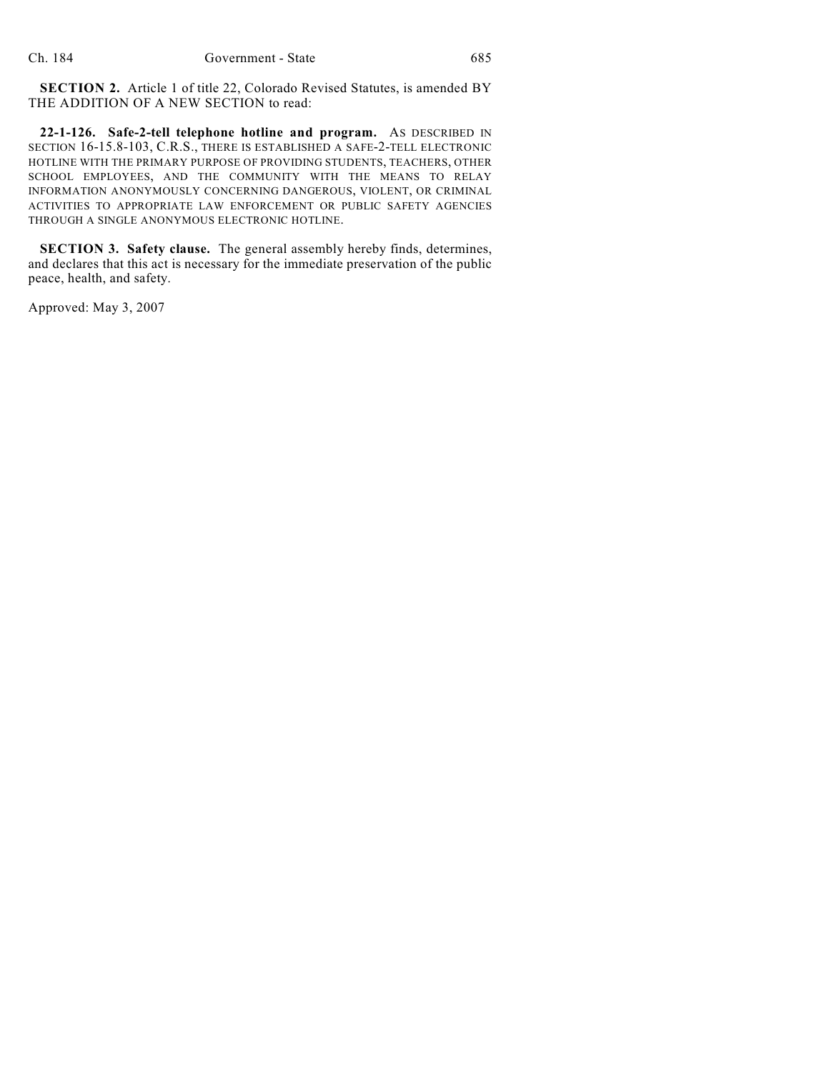**SECTION 2.** Article 1 of title 22, Colorado Revised Statutes, is amended BY THE ADDITION OF A NEW SECTION to read:

**22-1-126. Safe-2-tell telephone hotline and program.** AS DESCRIBED IN SECTION 16-15.8-103, C.R.S., THERE IS ESTABLISHED A SAFE-2-TELL ELECTRONIC HOTLINE WITH THE PRIMARY PURPOSE OF PROVIDING STUDENTS, TEACHERS, OTHER SCHOOL EMPLOYEES, AND THE COMMUNITY WITH THE MEANS TO RELAY INFORMATION ANONYMOUSLY CONCERNING DANGEROUS, VIOLENT, OR CRIMINAL ACTIVITIES TO APPROPRIATE LAW ENFORCEMENT OR PUBLIC SAFETY AGENCIES THROUGH A SINGLE ANONYMOUS ELECTRONIC HOTLINE.

**SECTION 3. Safety clause.** The general assembly hereby finds, determines, and declares that this act is necessary for the immediate preservation of the public peace, health, and safety.

Approved: May 3, 2007